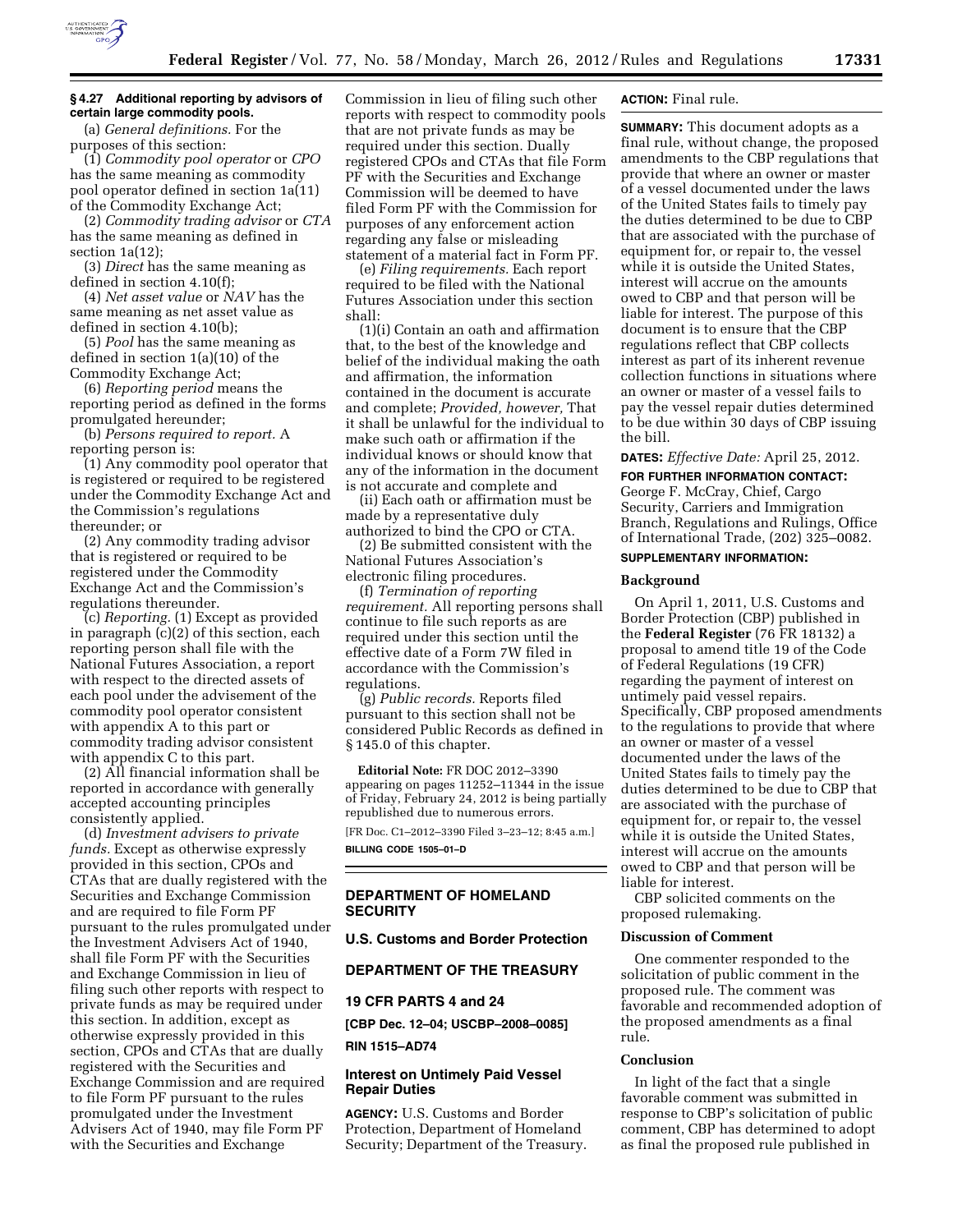### § 4.27 Additional reporting by advisors of certain large commodity pools.

(a) *General definitions.* For the purposes of this section:

(1) *Commodity pool operator* or *CPO* has the same meaning as commodity pool operator defined in section 1a(11) of the Commodity Exchange Act;

(2) *Commodity trading advisor* or *CTA* has the same meaning as defined in section 1a(12);

(3) *Direct* has the same meaning as defined in section 4.10(f);

(4) *Net asset value* or *NAV* has the same meaning as net asset value as defined in section 4.10(b);

(5) *Pool* has the same meaning as defined in section 1(a)(10) of the Commodity Exchange Act;

(6) *Reporting period* means the reporting period as defined in the forms promulgated hereunder;

(b) *Persons required to report.* A reporting person is:

(1) Any commodity pool operator that is registered or required to be registered under the Commodity Exchange Act and the Commission's regulations thereunder; or

(2) Any commodity trading advisor that is registered or required to be registered under the Commodity Exchange Act and the Commission's regulations thereunder.

(c) *Reporting.* (1) Except as provided in paragraph (c)(2) of this section, each reporting person shall file with the National Futures Association, a report with respect to the directed assets of each pool under the advisement of the commodity pool operator consistent with appendix A to this part or commodity trading advisor consistent with appendix C to this part.

(2) All financial information shall be reported in accordance with generally accepted accounting principles consistently applied.

(d) *Investment advisers to private funds.* Except as otherwise expressly provided in this section, CPOs and CTAs that are dually registered with the Securities and Exchange Commission and are required to file Form PF pursuant to the rules promulgated under the Investment Advisers Act of 1940, shall file Form PF with the Securities and Exchange Commission in lieu of filing such other reports with respect to private funds as may be required under this section. In addition, except as otherwise expressly provided in this section, CPOs and CTAs that are dually registered with the Securities and Exchange Commission and are required to file Form PF pursuant to the rules promulgated under the Investment Advisers Act of 1940, may file Form PF with the Securities and Exchange Commission in lieu of filing such other reports with respect to commodity pools that are not private funds as may be required under this section. Dually registered CPOs and CTAs that file Form PF with the Securities and Exchange Commission will be deemed to have filed Form PF with the Commission for purposes of any enforcement action regarding any false or misleading statement of a material fact in Form PF.

(e) *Filing requirements.* Each report required to be filed with the National Futures Association under this section shall:

(1)(i) Contain an oath and affirmation that, to the best of the knowledge and belief of the individual making the oath and affirmation, the information contained in the document is accurate and complete; *Provided, however,* That it shall be unlawful for the individual to make such oath or affirmation if the individual knows or should know that any of the information in the document is not accurate and complete and

(ii) Each oath or affirmation must be made by a representative duly authorized to bind the CPO or CTA.

(2) Be submitted consistent with the National Futures Association's electronic filing procedures.

(f) *Termination of reporting requirement.* All reporting persons shall continue to file such reports as are required under this section until the effective date of a Form 7W filed in accordance with the Commission's regulations.

(g) *Public records.* Reports filed pursuant to this section shall not be considered Public Records as defined in § 145.0 of this chapter.

**Editorial Note:** FR DOC 2012–3390 appearing on pages 11252–11344 in the issue of Friday, February 24, 2012 is being partially republished due to numerous errors.

[FR Doc. C1–2012–3390 Filed 3–23–12; 8:45 a.m.]

**BILLING CODE 1505–01–D**

## DEPARTMENT OF HOMELAND SECURITY

### U.S. Customs and Border Protection

## DEPARTMENT OF THE TREASURY

### 19 CFR PARTS 4 and 24

**[CBP Dec. 12–04; USCBP–2008–0085]**

**RIN 1515–AD74**

### Interest on Untimely Paid Vessel Repair Duties

**AGENCY:** U.S. Customs and Border Protection, Department of Homeland Security; Department of the Treasury.

**ACTION:** Final rule.

**SUMMARY:** This document adopts as a final rule, without change, the proposed amendments to the CBP regulations that provide that where an owner or master of a vessel documented under the laws of the United States fails to timely pay the duties determined to be due to CBP that are associated with the purchase of equipment for, or repair to, the vessel while it is outside the United States, interest will accrue on the amounts owed to CBP and that person will be liable for interest. The purpose of this document is to ensure that the CBP regulations reflect that CBP collects interest as part of its inherent revenue collection functions in situations where an owner or master of a vessel fails to pay the vessel repair duties determined to be due within 30 days of CBP issuing the bill.

**DATES:** *Effective Date:* April 25, 2012.

**FOR FURTHER INFORMATION CONTACT:** George F. McCray, Chief, Cargo Security, Carriers and Immigration Branch, Regulations and Rulings, Office of International Trade, (202) 325–0082.

**SUPPLEMENTARY INFORMATION:**

#### Background

On April 1, 2011, U.S. Customs and Border Protection (CBP) published in the **Federal Register** (76 FR 18132) a proposal to amend title 19 of the Code of Federal Regulations (19 CFR) regarding the payment of interest on untimely paid vessel repairs. Specifically, CBP proposed amendments to the regulations to provide that where an owner or master of a vessel documented under the laws of the United States fails to timely pay the duties determined to be due to CBP that are associated with the purchase of equipment for, or repair to, the vessel while it is outside the United States, interest will accrue on the amounts owed to CBP and that person will be liable for interest.

CBP solicited comments on the proposed rulemaking.

#### Discussion of Comment

One commenter responded to the solicitation of public comment in the proposed rule. The comment was favorable and recommended adoption of the proposed amendments as a final rule.

#### Conclusion

In light of the fact that a single favorable comment was submitted in response to CBP's solicitation of public comment, CBP has determined to adopt as final the proposed rule published in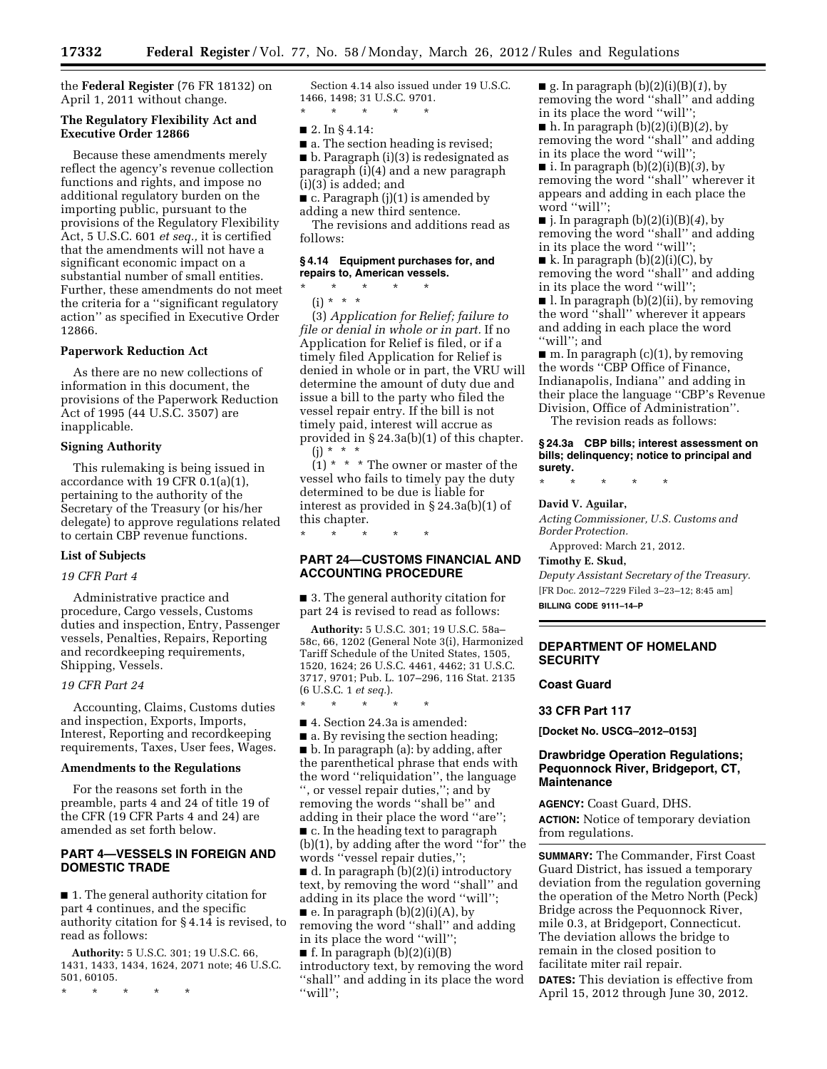the **Federal Register** (76 FR 18132) on April 1, 2011 without change.

### The Regulatory Flexibility Act and Executive Order 12866

Because these amendments merely reflect the agency's revenue collection functions and rights, and impose no additional regulatory burden on the importing public, pursuant to the provisions of the Regulatory Flexibility Act, 5 U.S.C. 601 *et seq.,* it is certified that the amendments will not have a significant economic impact on a substantial number of small entities. Further, these amendments do not meet the criteria for a ''significant regulatory action'' as specified in Executive Order 12866.

### Paperwork Reduction Act

As there are no new collections of information in this document, the provisions of the Paperwork Reduction Act of 1995 (44 U.S.C. 3507) are inapplicable.

### Signing Authority

This rulemaking is being issued in accordance with 19 CFR 0.1(a)(1), pertaining to the authority of the Secretary of the Treasury (or his/her delegate) to approve regulations related to certain CBP revenue functions.

### List of Subjects

*19 CFR Part 4*

Administrative practice and procedure, Cargo vessels, Customs duties and inspection, Entry, Passenger vessels, Penalties, Repairs, Reporting and recordkeeping requirements, Shipping, Vessels.

*19 CFR Part 24*

Accounting, Claims, Customs duties and inspection, Exports, Imports, Interest, Reporting and recordkeeping requirements, Taxes, User fees, Wages.

### Amendments to the Regulations

For the reasons set forth in the preamble, parts 4 and 24 of title 19 of the CFR (19 CFR Parts 4 and 24) are amended as set forth below.

## PART 4—VESSELS IN FOREIGN AND DOMESTIC TRADE

■ 1. The general authority citation for part 4 continues, and the specific authority citation for § 4.14 is revised, to read as follows:

**Authority:** 5 U.S.C. 301; 19 U.S.C. 66, 1431, 1433, 1434, 1624, 2071 note; 46 U.S.C. 501, 60105.

\* \* \* \* \*

Section 4.14 also issued under 19 U.S.C. 1466, 1498; 31 U.S.C. 9701.

\* \* \* \* \*

■ 2. In § 4.14:

■ a. The section heading is revised;

■ b. Paragraph (i)(3) is redesignated as paragraph (i)(4) and a new paragraph (i)(3) is added; and

■ c. Paragraph (j)(1) is amended by adding a new third sentence.

The revisions and additions read as follows:

#### § 4.14 Equipment purchases for, and repairs to, American vessels.

\* \* \* \* \*

(i) \* \* \*

(3) *Application for Relief; failure to file or denial in whole or in part.* If no Application for Relief is filed, or if a timely filed Application for Relief is denied in whole or in part, the VRU will determine the amount of duty due and issue a bill to the party who filed the vessel repair entry. If the bill is not timely paid, interest will accrue as provided in § 24.3a(b)(1) of this chapter.

(j) \* \* \*

(1) \* \* \* The owner or master of the vessel who fails to timely pay the duty determined to be due is liable for interest as provided in § 24.3a(b)(1) of this chapter.

\* \* \* \* \*

## PART 24—CUSTOMS FINANCIAL AND ACCOUNTING PROCEDURE

■ 3. The general authority citation for part 24 is revised to read as follows:

**Authority:** 5 U.S.C. 301; 19 U.S.C. 58a–58c, 66, 1202 (General Note 3(i), Harmonized Tariff Schedule of the United States, 1505, 1520, 1624; 26 U.S.C. 4461, 4462; 31 U.S.C. 3717, 9701; Pub. L. 107–296, 116 Stat. 2135 (6 U.S.C. 1 *et seq.*).

\* \* \* \* \*

■ 4. Section 24.3a is amended:

■ a. By revising the section heading;

■ b. In paragraph (a): by adding, after the parenthetical phrase that ends with the word ''reliquidation'', the language '', or vessel repair duties,''; and by removing the words ''shall be'' and adding in their place the word ''are'';

■ c. In the heading text to paragraph (b)(1), by adding after the word ''for'' the words ''vessel repair duties,'';

■ d. In paragraph (b)(2)(i) introductory text, by removing the word ''shall'' and adding in its place the word ''will'';

■ e. In paragraph (b)(2)(i)(A), by removing the word ''shall'' and adding in its place the word ''will'';

■ f. In paragraph (b)(2)(i)(B) introductory text, by removing the word ''shall'' and adding in its place the word ''will'';

■ g. In paragraph (b)(2)(i)(B)(*1*), by removing the word ''shall'' and adding in its place the word ''will'';

■ h. In paragraph (b)(2)(i)(B)(*2*), by removing the word ''shall'' and adding in its place the word ''will'';

■ i. In paragraph (b)(2)(i)(B)(*3*), by removing the word ''shall'' wherever it appears and adding in each place the word ''will'';

■ j. In paragraph (b)(2)(i)(B)(*4*), by removing the word ''shall'' and adding in its place the word ''will'';

■ k. In paragraph (b)(2)(i)(C), by removing the word ''shall'' and adding in its place the word ''will'';

■ l. In paragraph (b)(2)(ii), by removing the word ''shall'' wherever it appears and adding in each place the word ''will''; and

■ m. In paragraph (c)(1), by removing the words ''CBP Office of Finance, Indianapolis, Indiana'' and adding in their place the language ''CBP's Revenue Division, Office of Administration''.

The revision reads as follows:

#### § 24.3a CBP bills; interest assessment on bills; delinquency; notice to principal and surety.

\* \* \* \* \*

**David V. Aguilar,**

*Acting Commissioner, U.S. Customs and Border Protection.*

Approved: March 21, 2012.

**Timothy E. Skud,**

*Deputy Assistant Secretary of the Treasury.*

[FR Doc. 2012–7229 Filed 3–23–12; 8:45 am]

**BILLING CODE 9111–14–P**

---

## DEPARTMENT OF HOMELAND SECURITY

### Coast Guard

### 33 CFR Part 117

**[Docket No. USCG–2012–0153]**

### Drawbridge Operation Regulations; Pequonnock River, Bridgeport, CT, Maintenance

**AGENCY:** Coast Guard, DHS.

**ACTION:** Notice of temporary deviation from regulations.

**SUMMARY:** The Commander, First Coast Guard District, has issued a temporary deviation from the regulation governing the operation of the Metro North (Peck) Bridge across the Pequonnock River, mile 0.3, at Bridgeport, Connecticut. The deviation allows the bridge to remain in the closed position to facilitate miter rail repair.

**DATES:** This deviation is effective from April 15, 2012 through June 30, 2012.